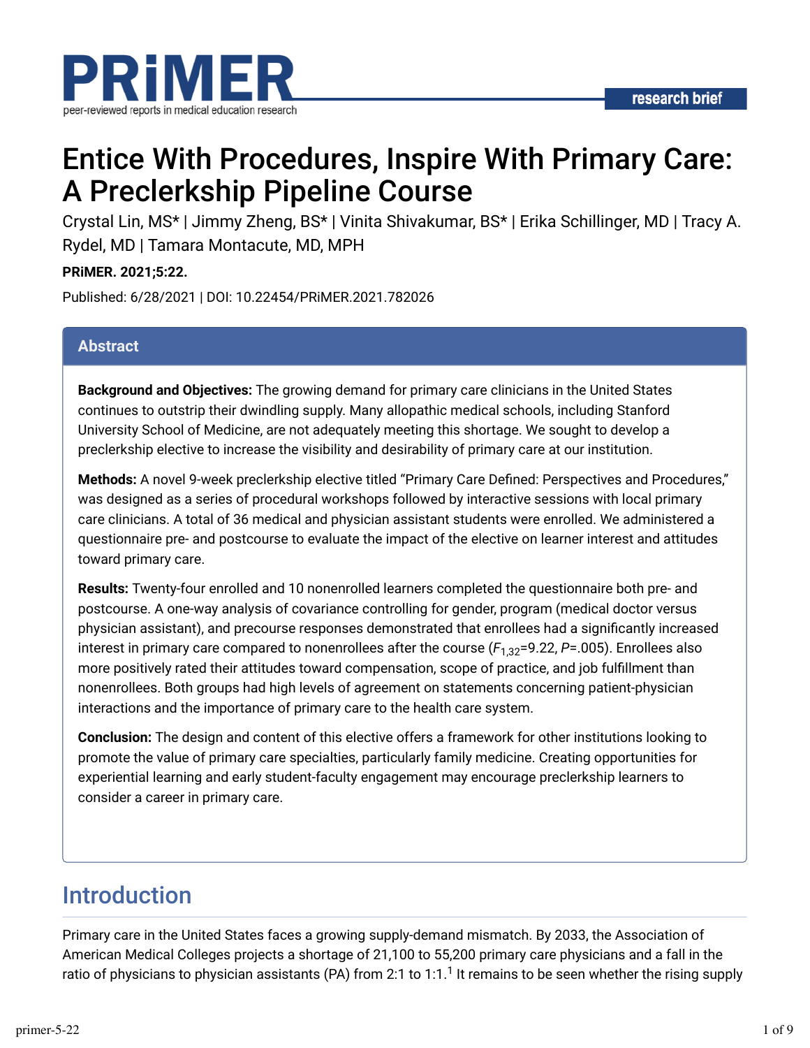research brief

# Entice With Procedures, Inspire With Primary Care: A Preclerkship Pipeline Course

Crystal Lin, MS* | Jimmy Zheng, BS* | Vinita Shivakumar, BS* | Erika Schillinger, MD | Tracy A. Rydel, MD | Tamara Montacute, MD, MPH

**PRiMER. 2021;5:22.**

Published: 6/28/2021 | DOI: 10.22454/PRiMER.2021.782026

## Abstract

**Background and Objectives:** The growing demand for primary care clinicians in the United States continues to outstrip their dwindling supply. Many allopathic medical schools, including Stanford University School of Medicine, are not adequately meeting this shortage. We sought to develop a preclerkship elective to increase the visibility and desirability of primary care at our institution.

**Methods:** A novel 9-week preclerkship elective titled "Primary Care Defined: Perspectives and Procedures," was designed as a series of procedural workshops followed by interactive sessions with local primary care clinicians. A total of 36 medical and physician assistant students were enrolled. We administered a questionnaire pre- and postcourse to evaluate the impact of the elective on learner interest and attitudes toward primary care.

**Results:** Twenty-four enrolled and 10 nonenrolled learners completed the questionnaire both pre- and postcourse. A one-way analysis of covariance controlling for gender, program (medical doctor versus physician assistant), and precourse responses demonstrated that enrollees had a significantly increased interest in primary care compared to nonenrollees after the course ($F_{1,32}$=9.22, $P$=.005). Enrollees also more positively rated their attitudes toward compensation, scope of practice, and job fulfillment than nonenrollees. Both groups had high levels of agreement on statements concerning patient-physician interactions and the importance of primary care to the health care system.

**Conclusion:** The design and content of this elective offers a framework for other institutions looking to promote the value of primary care specialties, particularly family medicine. Creating opportunities for experiential learning and early student-faculty engagement may encourage preclerkship learners to consider a career in primary care.

## Introduction

Primary care in the United States faces a growing supply-demand mismatch. By 2033, the Association of American Medical Colleges projects a shortage of 21,100 to 55,200 primary care physicians and a fall in the ratio of physicians to physician assistants (PA) from 2:1 to 1:1.[1] It remains to be seen whether the rising supply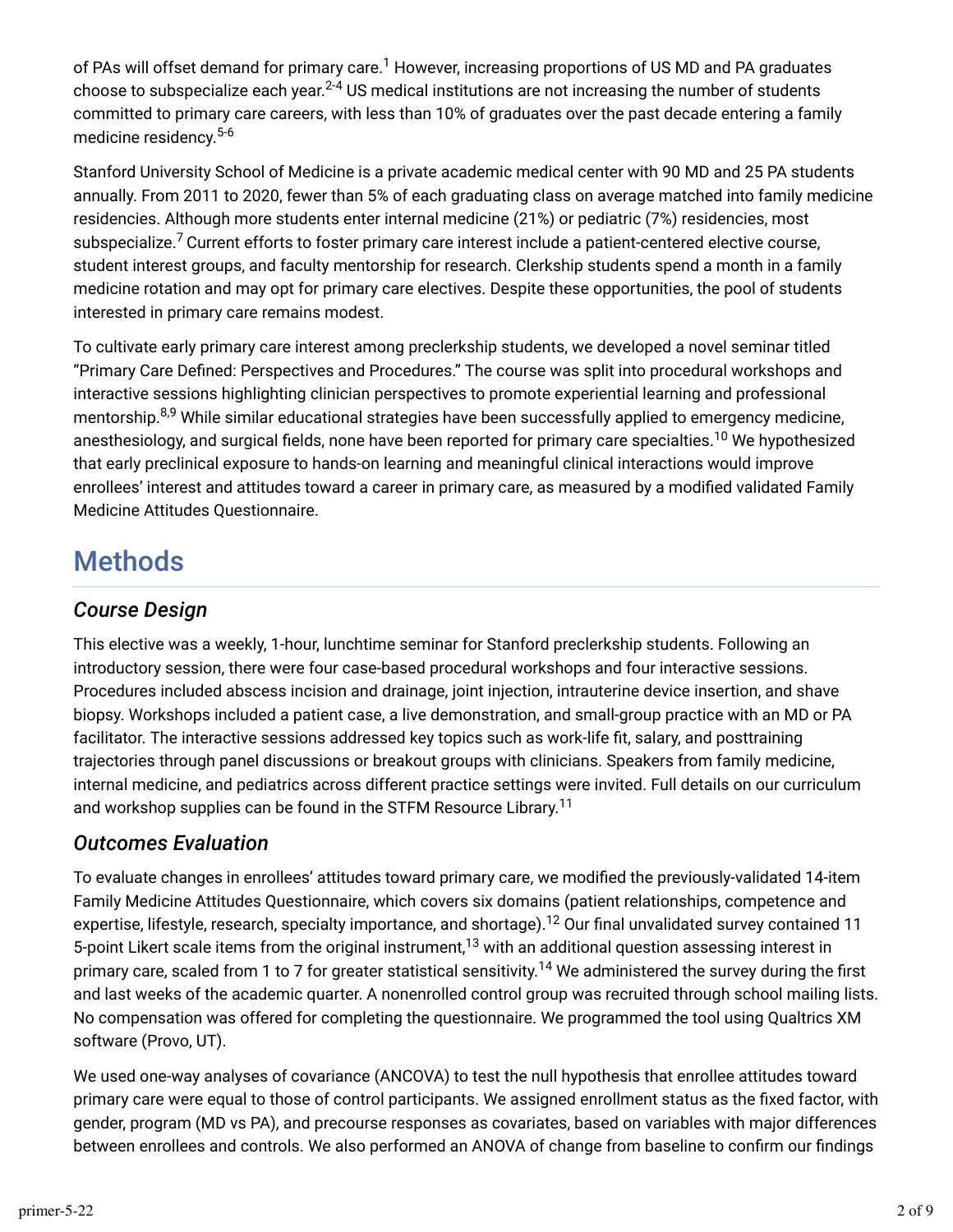of PAs will offset demand for primary care.[1] However, increasing proportions of US MD and PA graduates choose to subspecialize each year.[2-4] US medical institutions are not increasing the number of students committed to primary care careers, with less than 10% of graduates over the past decade entering a family medicine residency.[5-6]

Stanford University School of Medicine is a private academic medical center with 90 MD and 25 PA students annually. From 2011 to 2020, fewer than 5% of each graduating class on average matched into family medicine residencies. Although more students enter internal medicine (21%) or pediatric (7%) residencies, most subspecialize.[7] Current efforts to foster primary care interest include a patient-centered elective course, student interest groups, and faculty mentorship for research. Clerkship students spend a month in a family medicine rotation and may opt for primary care electives. Despite these opportunities, the pool of students interested in primary care remains modest.

To cultivate early primary care interest among preclerkship students, we developed a novel seminar titled "Primary Care Defined: Perspectives and Procedures." The course was split into procedural workshops and interactive sessions highlighting clinician perspectives to promote experiential learning and professional mentorship.[8,9] While similar educational strategies have been successfully applied to emergency medicine, anesthesiology, and surgical fields, none have been reported for primary care specialties.[10] We hypothesized that early preclinical exposure to hands-on learning and meaningful clinical interactions would improve enrollees' interest and attitudes toward a career in primary care, as measured by a modified validated Family Medicine Attitudes Questionnaire.

# Methods

## *Course Design*

This elective was a weekly, 1-hour, lunchtime seminar for Stanford preclerkship students. Following an introductory session, there were four case-based procedural workshops and four interactive sessions. Procedures included abscess incision and drainage, joint injection, intrauterine device insertion, and shave biopsy. Workshops included a patient case, a live demonstration, and small-group practice with an MD or PA facilitator. The interactive sessions addressed key topics such as work-life fit, salary, and posttraining trajectories through panel discussions or breakout groups with clinicians. Speakers from family medicine, internal medicine, and pediatrics across different practice settings were invited. Full details on our curriculum and workshop supplies can be found in the STFM Resource Library.[11]

## *Outcomes Evaluation*

To evaluate changes in enrollees' attitudes toward primary care, we modified the previously-validated 14-item Family Medicine Attitudes Questionnaire, which covers six domains (patient relationships, competence and expertise, lifestyle, research, specialty importance, and shortage).[12] Our final unvalidated survey contained 11 5-point Likert scale items from the original instrument,[13] with an additional question assessing interest in primary care, scaled from 1 to 7 for greater statistical sensitivity.[14] We administered the survey during the first and last weeks of the academic quarter. A nonenrolled control group was recruited through school mailing lists. No compensation was offered for completing the questionnaire. We programmed the tool using Qualtrics XM software (Provo, UT).

We used one-way analyses of covariance (ANCOVA) to test the null hypothesis that enrollee attitudes toward primary care were equal to those of control participants. We assigned enrollment status as the fixed factor, with gender, program (MD vs PA), and precourse responses as covariates, based on variables with major differences between enrollees and controls. We also performed an ANOVA of change from baseline to confirm our findings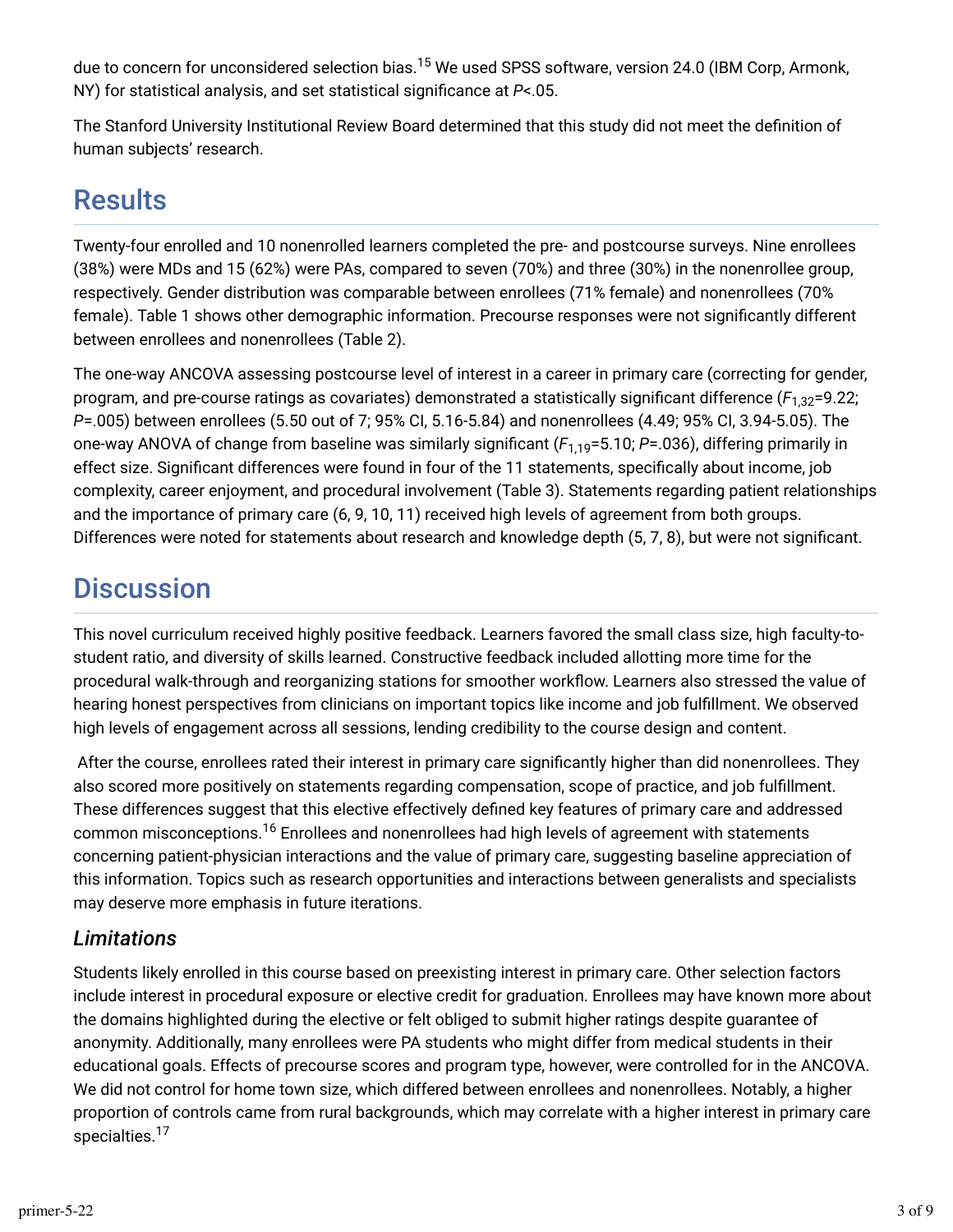due to concern for unconsidered selection bias.[15] We used SPSS software, version 24.0 (IBM Corp, Armonk, NY) for statistical analysis, and set statistical significance at $P$<.05.

The Stanford University Institutional Review Board determined that this study did not meet the definition of human subjects' research.

# Results

Twenty-four enrolled and 10 nonenrolled learners completed the pre- and postcourse surveys. Nine enrollees (38%) were MDs and 15 (62%) were PAs, compared to seven (70%) and three (30%) in the nonenrollee group, respectively. Gender distribution was comparable between enrollees (71% female) and nonenrollees (70% female). Table 1 shows other demographic information. Precourse responses were not significantly different between enrollees and nonenrollees (Table 2).

The one-way ANCOVA assessing postcourse level of interest in a career in primary care (correcting for gender, program, and pre-course ratings as covariates) demonstrated a statistically significant difference ($F_{1,32}$=9.22; $P$=.005) between enrollees (5.50 out of 7; 95% CI, 5.16-5.84) and nonenrollees (4.49; 95% CI, 3.94-5.05). The one-way ANOVA of change from baseline was similarly significant ($F_{1,19}$=5.10; $P$=.036), differing primarily in effect size. Significant differences were found in four of the 11 statements, specifically about income, job complexity, career enjoyment, and procedural involvement (Table 3). Statements regarding patient relationships and the importance of primary care (6, 9, 10, 11) received high levels of agreement from both groups. Differences were noted for statements about research and knowledge depth (5, 7, 8), but were not significant.

# Discussion

This novel curriculum received highly positive feedback. Learners favored the small class size, high faculty-to-student ratio, and diversity of skills learned. Constructive feedback included allotting more time for the procedural walk-through and reorganizing stations for smoother workflow. Learners also stressed the value of hearing honest perspectives from clinicians on important topics like income and job fulfillment. We observed high levels of engagement across all sessions, lending credibility to the course design and content.

After the course, enrollees rated their interest in primary care significantly higher than did nonenrollees. They also scored more positively on statements regarding compensation, scope of practice, and job fulfillment. These differences suggest that this elective effectively defined key features of primary care and addressed common misconceptions.[16] Enrollees and nonenrollees had high levels of agreement with statements concerning patient-physician interactions and the value of primary care, suggesting baseline appreciation of this information. Topics such as research opportunities and interactions between generalists and specialists may deserve more emphasis in future iterations.

## *Limitations*

Students likely enrolled in this course based on preexisting interest in primary care. Other selection factors include interest in procedural exposure or elective credit for graduation. Enrollees may have known more about the domains highlighted during the elective or felt obliged to submit higher ratings despite guarantee of anonymity. Additionally, many enrollees were PA students who might differ from medical students in their educational goals. Effects of precourse scores and program type, however, were controlled for in the ANCOVA. We did not control for home town size, which differed between enrollees and nonenrollees. Notably, a higher proportion of controls came from rural backgrounds, which may correlate with a higher interest in primary care specialties.[17]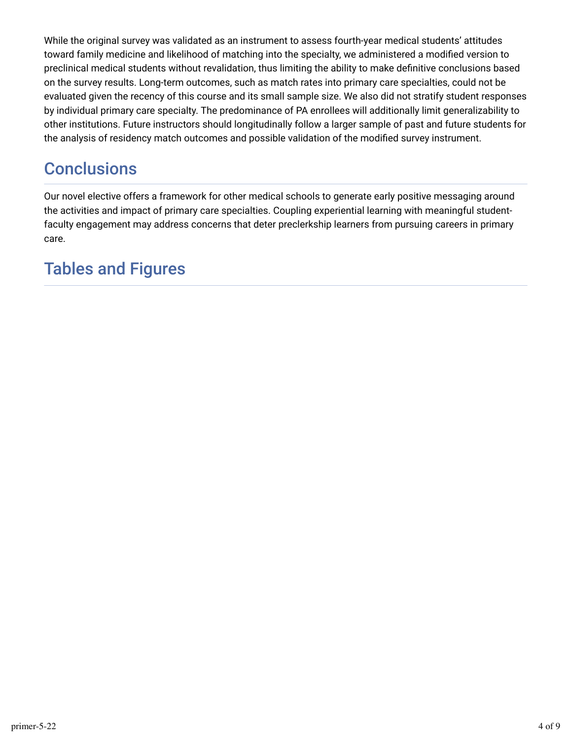While the original survey was validated as an instrument to assess fourth-year medical students' attitudes toward family medicine and likelihood of matching into the specialty, we administered a modified version to preclinical medical students without revalidation, thus limiting the ability to make definitive conclusions based on the survey results. Long-term outcomes, such as match rates into primary care specialties, could not be evaluated given the recency of this course and its small sample size. We also did not stratify student responses by individual primary care specialty. The predominance of PA enrollees will additionally limit generalizability to other institutions. Future instructors should longitudinally follow a larger sample of past and future students for the analysis of residency match outcomes and possible validation of the modified survey instrument.

## Conclusions

Our novel elective offers a framework for other medical schools to generate early positive messaging around the activities and impact of primary care specialties. Coupling experiential learning with meaningful student-faculty engagement may address concerns that deter preclerkship learners from pursuing careers in primary care.

## Tables and Figures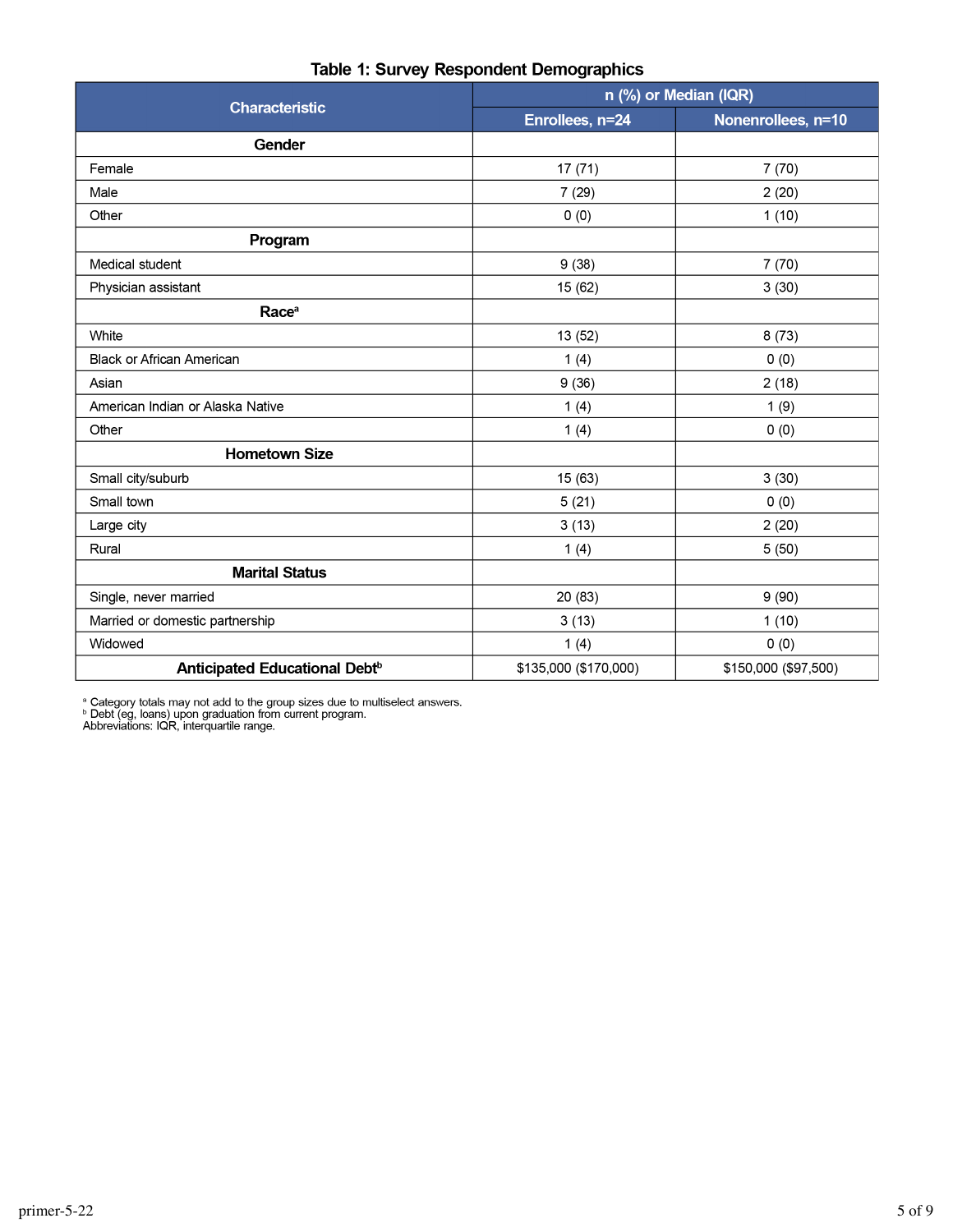**Table 1: Survey Respondent Demographics**

| Characteristic | n (%) or Median (IQR) | |
|---|---|---|
| | Enrollees, n=24 | Nonenrollees, n=10 |
| **Gender** | | |
| Female | 17 (71) | 7 (70) |
| Male | 7 (29) | 2 (20) |
| Other | 0 (0) | 1 (10) |
| **Program** | | |
| Medical student | 9 (38) | 7 (70) |
| Physician assistant | 15 (62) | 3 (30) |
| **Race[a]** | | |
| White | 13 (52) | 8 (73) |
| Black or African American | 1 (4) | 0 (0) |
| Asian | 9 (36) | 2 (18) |
| American Indian or Alaska Native | 1 (4) | 1 (9) |
| Other | 1 (4) | 0 (0) |
| **Hometown Size** | | |
| Small city/suburb | 15 (63) | 3 (30) |
| Small town | 5 (21) | 0 (0) |
| Large city | 3 (13) | 2 (20) |
| Rural | 1 (4) | 5 (50) |
| **Marital Status** | | |
| Single, never married | 20 (83) | 9 (90) |
| Married or domestic partnership | 3 (13) | 1 (10) |
| Widowed | 1 (4) | 0 (0) |
| **Anticipated Educational Debt[b]** | $135,000 ($170,000) | $150,000 ($97,500) |

[a] Category totals may not add to the group sizes due to multiselect answers.
[b] Debt (eg, loans) upon graduation from current program.
Abbreviations: IQR, interquartile range.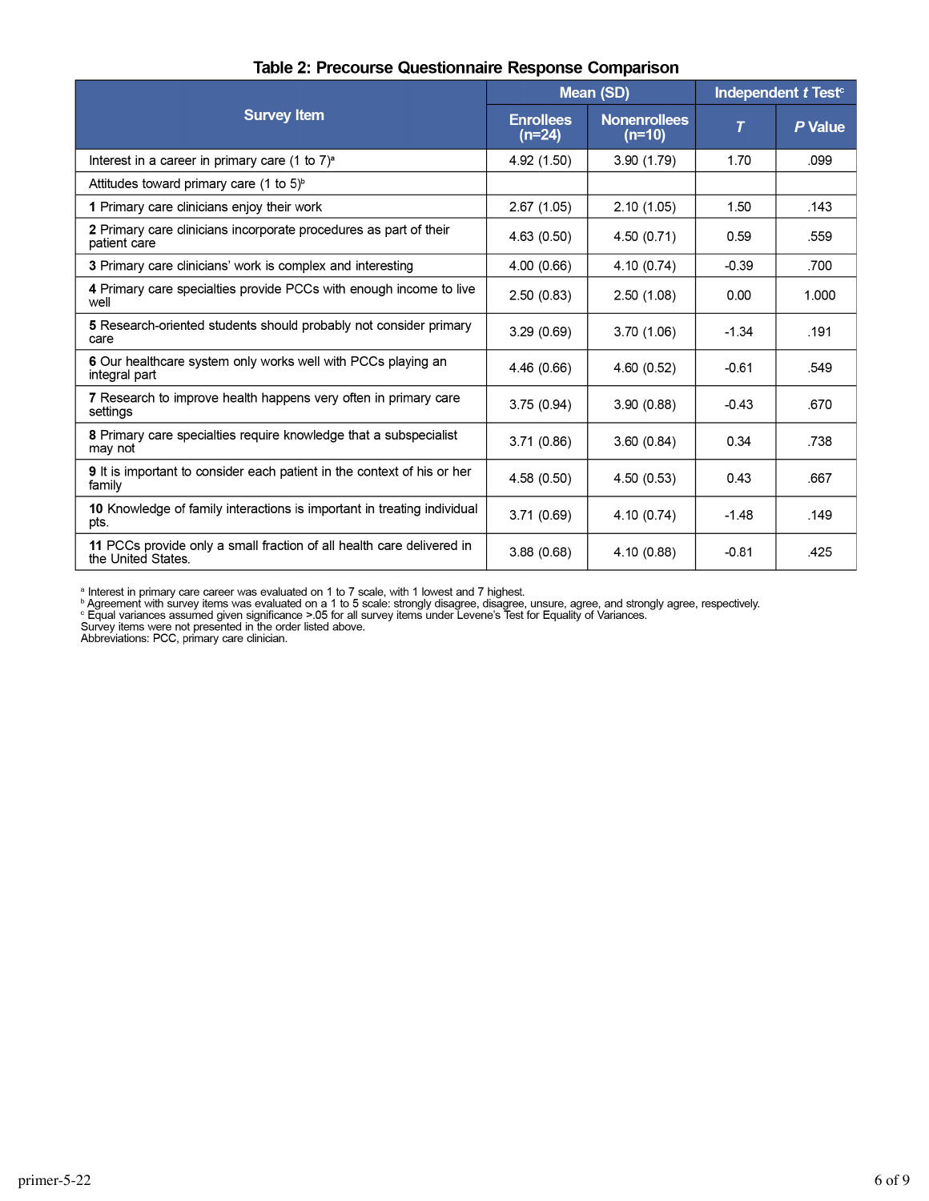**Table 2: Precourse Questionnaire Response Comparison**

| Survey Item | Mean (SD) | | Independent *t* Test[c] | |
|---|---|---|---|---|
| | Enrollees (n=24) | Nonenrollees (n=10) | *T* | *P* Value |
| Interest in a career in primary care (1 to 7)[a] | 4.92 (1.50) | 3.90 (1.79) | 1.70 | .099 |
| Attitudes toward primary care (1 to 5)[b] | | | | |
| **1** Primary care clinicians enjoy their work | 2.67 (1.05) | 2.10 (1.05) | 1.50 | .143 |
| **2** Primary care clinicians incorporate procedures as part of their patient care | 4.63 (0.50) | 4.50 (0.71) | 0.59 | .559 |
| **3** Primary care clinicians' work is complex and interesting | 4.00 (0.66) | 4.10 (0.74) | -0.39 | .700 |
| **4** Primary care specialties provide PCCs with enough income to live well | 2.50 (0.83) | 2.50 (1.08) | 0.00 | 1.000 |
| **5** Research-oriented students should probably not consider primary care | 3.29 (0.69) | 3.70 (1.06) | -1.34 | .191 |
| **6** Our healthcare system only works well with PCCs playing an integral part | 4.46 (0.66) | 4.60 (0.52) | -0.61 | .549 |
| **7** Research to improve health happens very often in primary care settings | 3.75 (0.94) | 3.90 (0.88) | -0.43 | .670 |
| **8** Primary care specialties require knowledge that a subspecialist may not | 3.71 (0.86) | 3.60 (0.84) | 0.34 | .738 |
| **9** It is important to consider each patient in the context of his or her family | 4.58 (0.50) | 4.50 (0.53) | 0.43 | .667 |
| **10** Knowledge of family interactions is important in treating individual pts. | 3.71 (0.69) | 4.10 (0.74) | -1.48 | .149 |
| **11** PCCs provide only a small fraction of all health care delivered in the United States. | 3.88 (0.68) | 4.10 (0.88) | -0.81 | .425 |

[a] Interest in primary care career was evaluated on 1 to 7 scale, with 1 lowest and 7 highest.
[b] Agreement with survey items was evaluated on a 1 to 5 scale: strongly disagree, disagree, unsure, agree, and strongly agree, respectively.
[c] Equal variances assumed given significance >.05 for all survey items under Levene's Test for Equality of Variances.
Survey items were not presented in the order listed above.
Abbreviations: PCC, primary care clinician.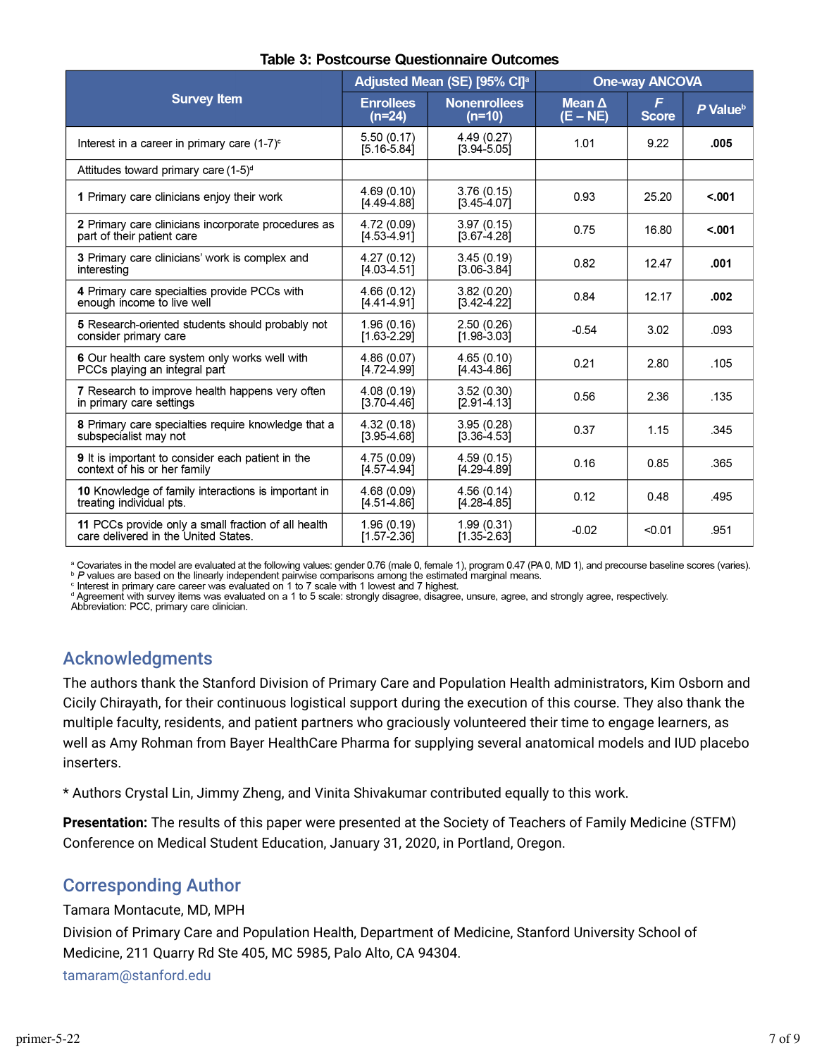**Table 3: Postcourse Questionnaire Outcomes**

| Survey Item | Adjusted Mean (SE) [95% CI][a] | | One-way ANCOVA | | |
|---|---|---|---|---|---|
| | Enrollees (n=24) | Nonenrollees (n=10) | Mean Δ (E – NE) | *F* Score | *P* Value[b] |
| Interest in a career in primary care (1-7)[c] | 5.50 (0.17) [5.16-5.84] | 4.49 (0.27) [3.94-5.05] | 1.01 | 9.22 | **.005** |
| Attitudes toward primary care (1-5)[d] | | | | | |
| **1** Primary care clinicians enjoy their work | 4.69 (0.10) [4.49-4.88] | 3.76 (0.15) [3.45-4.07] | 0.93 | 25.20 | **<.001** |
| **2** Primary care clinicians incorporate procedures as part of their patient care | 4.72 (0.09) [4.53-4.91] | 3.97 (0.15) [3.67-4.28] | 0.75 | 16.80 | **<.001** |
| **3** Primary care clinicians' work is complex and interesting | 4.27 (0.12) [4.03-4.51] | 3.45 (0.19) [3.06-3.84] | 0.82 | 12.47 | **.001** |
| **4** Primary care specialties provide PCCs with enough income to live well | 4.66 (0.12) [4.41-4.91] | 3.82 (0.20) [3.42-4.22] | 0.84 | 12.17 | **.002** |
| **5** Research-oriented students should probably not consider primary care | 1.96 (0.16) [1.63-2.29] | 2.50 (0.26) [1.98-3.03] | -0.54 | 3.02 | .093 |
| **6** Our health care system only works well with PCCs playing an integral part | 4.86 (0.07) [4.72-4.99] | 4.65 (0.10) [4.43-4.86] | 0.21 | 2.80 | .105 |
| **7** Research to improve health happens very often in primary care settings | 4.08 (0.19) [3.70-4.46] | 3.52 (0.30) [2.91-4.13] | 0.56 | 2.36 | .135 |
| **8** Primary care specialties require knowledge that a subspecialist may not | 4.32 (0.18) [3.95-4.68] | 3.95 (0.28) [3.36-4.53] | 0.37 | 1.15 | .345 |
| **9** It is important to consider each patient in the context of his or her family | 4.75 (0.09) [4.57-4.94] | 4.59 (0.15) [4.29-4.89] | 0.16 | 0.85 | .365 |
| **10** Knowledge of family interactions is important in treating individual pts. | 4.68 (0.09) [4.51-4.86] | 4.56 (0.14) [4.28-4.85] | 0.12 | 0.48 | .495 |
| **11** PCCs provide only a small fraction of all health care delivered in the United States. | 1.96 (0.19) [1.57-2.36] | 1.99 (0.31) [1.35-2.63] | -0.02 | <0.01 | .951 |

[a] Covariates in the model are evaluated at the following values: gender 0.76 (male 0, female 1), program 0.47 (PA 0, MD 1), and precourse baseline scores (varies).
[b] *P* values are based on the linearly independent pairwise comparisons among the estimated marginal means.
[c] Interest in primary care career was evaluated on 1 to 7 scale with 1 lowest and 7 highest.
[d] Agreement with survey items was evaluated on a 1 to 5 scale: strongly disagree, disagree, unsure, agree, and strongly agree, respectively.
Abbreviation: PCC, primary care clinician.

## Acknowledgments

The authors thank the Stanford Division of Primary Care and Population Health administrators, Kim Osborn and Cicily Chirayath, for their continuous logistical support during the execution of this course. They also thank the multiple faculty, residents, and patient partners who graciously volunteered their time to engage learners, as well as Amy Rohman from Bayer HealthCare Pharma for supplying several anatomical models and IUD placebo inserters.

* Authors Crystal Lin, Jimmy Zheng, and Vinita Shivakumar contributed equally to this work.

**Presentation:** The results of this paper were presented at the Society of Teachers of Family Medicine (STFM) Conference on Medical Student Education, January 31, 2020, in Portland, Oregon.

## Corresponding Author

Tamara Montacute, MD, MPH

Division of Primary Care and Population Health, Department of Medicine, Stanford University School of Medicine, 211 Quarry Rd Ste 405, MC 5985, Palo Alto, CA 94304.

tamaram@stanford.edu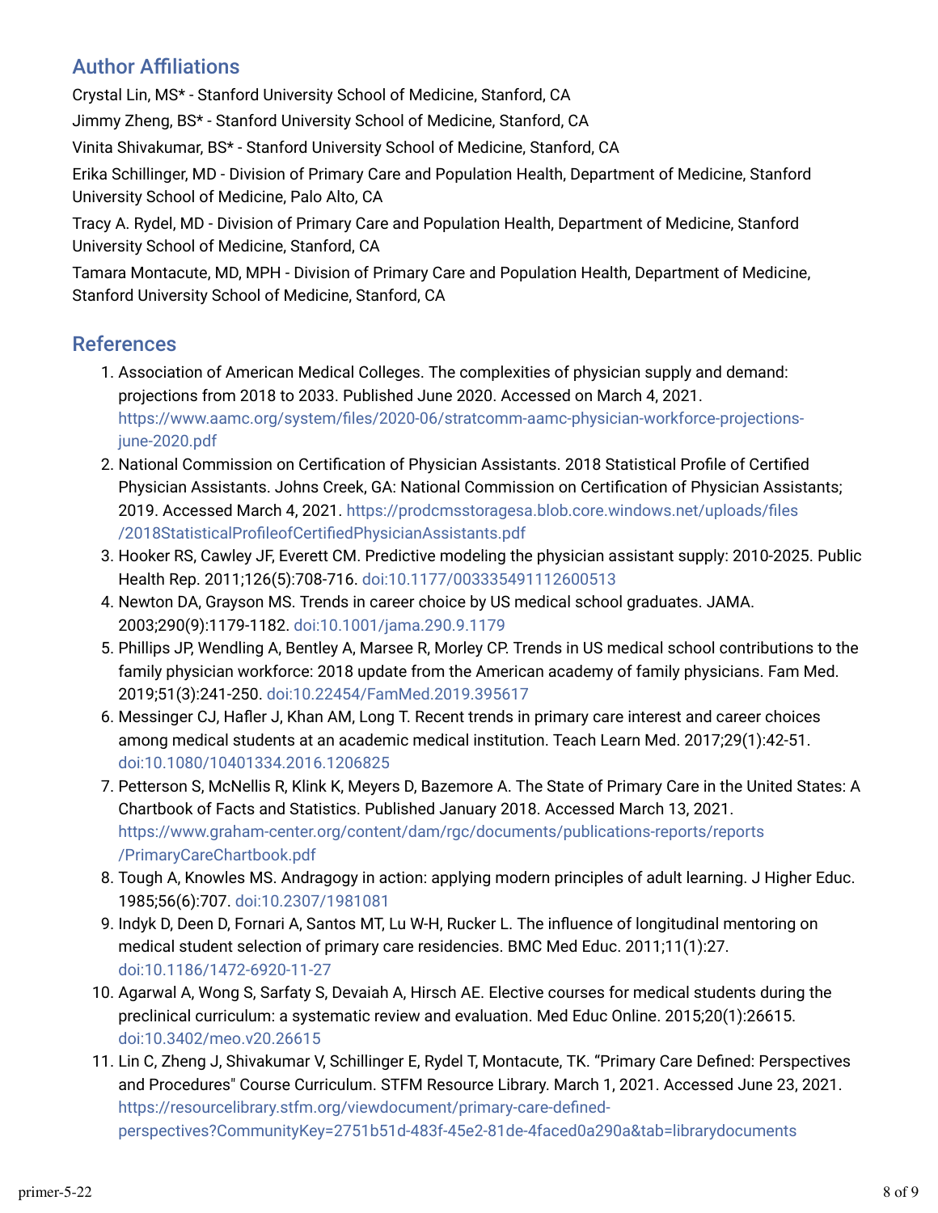## Author Affiliations

Crystal Lin, MS* - Stanford University School of Medicine, Stanford, CA

Jimmy Zheng, BS* - Stanford University School of Medicine, Stanford, CA

Vinita Shivakumar, BS* - Stanford University School of Medicine, Stanford, CA

Erika Schillinger, MD - Division of Primary Care and Population Health, Department of Medicine, Stanford University School of Medicine, Palo Alto, CA

Tracy A. Rydel, MD - Division of Primary Care and Population Health, Department of Medicine, Stanford University School of Medicine, Stanford, CA

Tamara Montacute, MD, MPH - Division of Primary Care and Population Health, Department of Medicine, Stanford University School of Medicine, Stanford, CA

## References

1. Association of American Medical Colleges. The complexities of physician supply and demand: projections from 2018 to 2033. Published June 2020. Accessed on March 4, 2021. https://www.aamc.org/system/files/2020-06/stratcomm-aamc-physician-workforce-projections-june-2020.pdf
2. National Commission on Certification of Physician Assistants. 2018 Statistical Profile of Certified Physician Assistants. Johns Creek, GA: National Commission on Certification of Physician Assistants; 2019. Accessed March 4, 2021. https://prodcmsstoragesa.blob.core.windows.net/uploads/files/2018StatisticalProfileofCertifiedPhysicianAssistants.pdf
3. Hooker RS, Cawley JF, Everett CM. Predictive modeling the physician assistant supply: 2010-2025. Public Health Rep. 2011;126(5):708-716. doi:10.1177/003335491112600513
4. Newton DA, Grayson MS. Trends in career choice by US medical school graduates. JAMA. 2003;290(9):1179-1182. doi:10.1001/jama.290.9.1179
5. Phillips JP, Wendling A, Bentley A, Marsee R, Morley CP. Trends in US medical school contributions to the family physician workforce: 2018 update from the American academy of family physicians. Fam Med. 2019;51(3):241-250. doi:10.22454/FamMed.2019.395617
6. Messinger CJ, Hafler J, Khan AM, Long T. Recent trends in primary care interest and career choices among medical students at an academic medical institution. Teach Learn Med. 2017;29(1):42-51. doi:10.1080/10401334.2016.1206825
7. Petterson S, McNellis R, Klink K, Meyers D, Bazemore A. The State of Primary Care in the United States: A Chartbook of Facts and Statistics. Published January 2018. Accessed March 13, 2021. https://www.graham-center.org/content/dam/rgc/documents/publications-reports/reports/PrimaryCareChartbook.pdf
8. Tough A, Knowles MS. Andragogy in action: applying modern principles of adult learning. J Higher Educ. 1985;56(6):707. doi:10.2307/1981081
9. Indyk D, Deen D, Fornari A, Santos MT, Lu W-H, Rucker L. The influence of longitudinal mentoring on medical student selection of primary care residencies. BMC Med Educ. 2011;11(1):27. doi:10.1186/1472-6920-11-27
10. Agarwal A, Wong S, Sarfaty S, Devaiah A, Hirsch AE. Elective courses for medical students during the preclinical curriculum: a systematic review and evaluation. Med Educ Online. 2015;20(1):26615. doi:10.3402/meo.v20.26615
11. Lin C, Zheng J, Shivakumar V, Schillinger E, Rydel T, Montacute, TK. "Primary Care Defined: Perspectives and Procedures" Course Curriculum. STFM Resource Library. March 1, 2021. Accessed June 23, 2021. https://resourcelibrary.stfm.org/viewdocument/primary-care-defined-perspectives?CommunityKey=2751b51d-483f-45e2-81de-4faced0a290a&tab=librarydocuments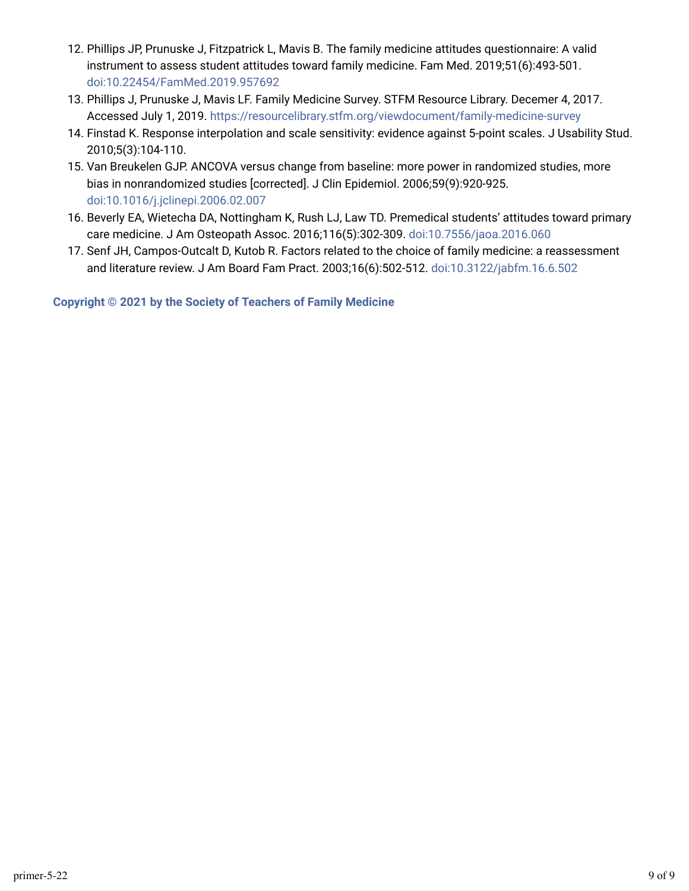12. Phillips JP, Prunuske J, Fitzpatrick L, Mavis B. The family medicine attitudes questionnaire: A valid instrument to assess student attitudes toward family medicine. Fam Med. 2019;51(6):493-501. doi:10.22454/FamMed.2019.957692
13. Phillips J, Prunuske J, Mavis LF. Family Medicine Survey. STFM Resource Library. Decemer 4, 2017. Accessed July 1, 2019. https://resourcelibrary.stfm.org/viewdocument/family-medicine-survey
14. Finstad K. Response interpolation and scale sensitivity: evidence against 5-point scales. J Usability Stud. 2010;5(3):104-110.
15. Van Breukelen GJP. ANCOVA versus change from baseline: more power in randomized studies, more bias in nonrandomized studies [corrected]. J Clin Epidemiol. 2006;59(9):920-925. doi:10.1016/j.jclinepi.2006.02.007
16. Beverly EA, Wietecha DA, Nottingham K, Rush LJ, Law TD. Premedical students' attitudes toward primary care medicine. J Am Osteopath Assoc. 2016;116(5):302-309. doi:10.7556/jaoa.2016.060
17. Senf JH, Campos-Outcalt D, Kutob R. Factors related to the choice of family medicine: a reassessment and literature review. J Am Board Fam Pract. 2003;16(6):502-512. doi:10.3122/jabfm.16.6.502

**Copyright © 2021 by the Society of Teachers of Family Medicine**